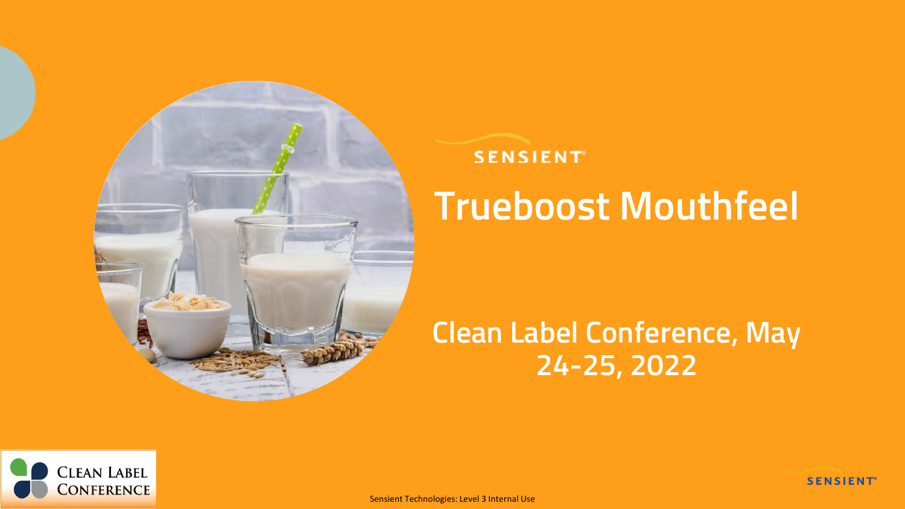SENSIENT

# Trueboost Mouthfeel

## Clean Label Conference, May 24-25, 2022

Clean Label Conference

Sensient Technologies: Level 3 Internal Use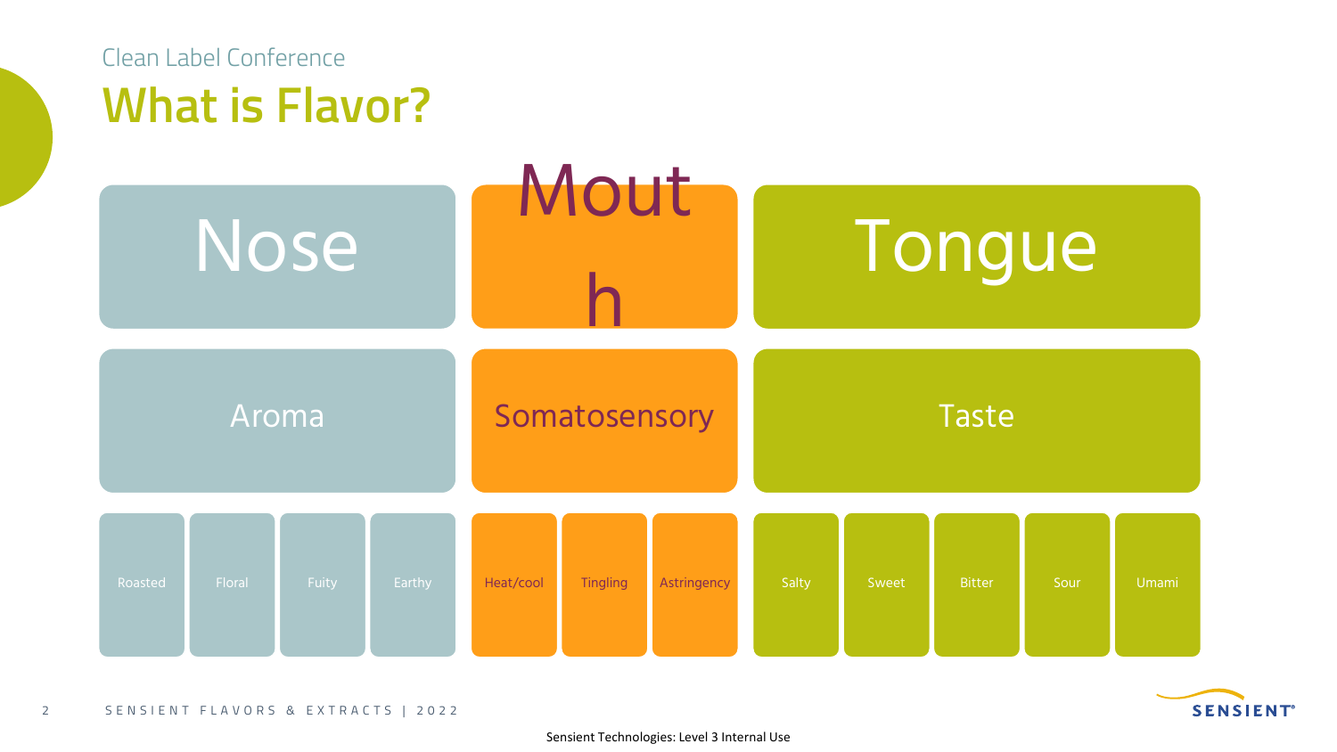Clean Label Conference

# What is Flavor?

| Nose | | | | Mouth | | | Tongue | | | | |
|---|---|---|---|---|---|---|---|---|---|---|---|
| Aroma | | | | Somatosensory | | | Taste | | | | |
| Roasted | Floral | Fuity | Earthy | Heat/cool | Tingling | Astringency | Salty | Sweet | Bitter | Sour | Umami |

Sensient Technologies: Level 3 Internal Use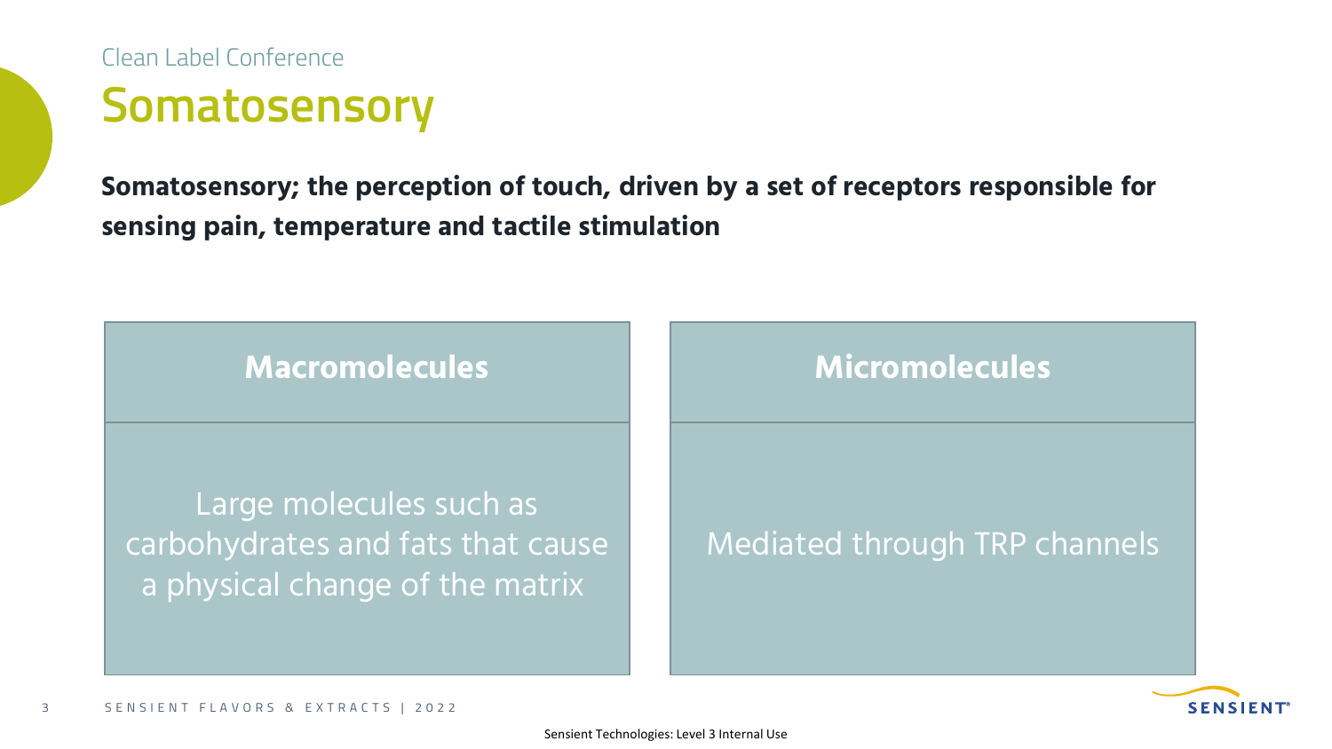Clean Label Conference

# Somatosensory

**Somatosensory; the perception of touch, driven by a set of receptors responsible for sensing pain, temperature and tactile stimulation**

| Macromolecules | Micromolecules |
| --- | --- |
| Large molecules such as carbohydrates and fats that cause a physical change of the matrix | Mediated through TRP channels |

Sensient Technologies: Level 3 Internal Use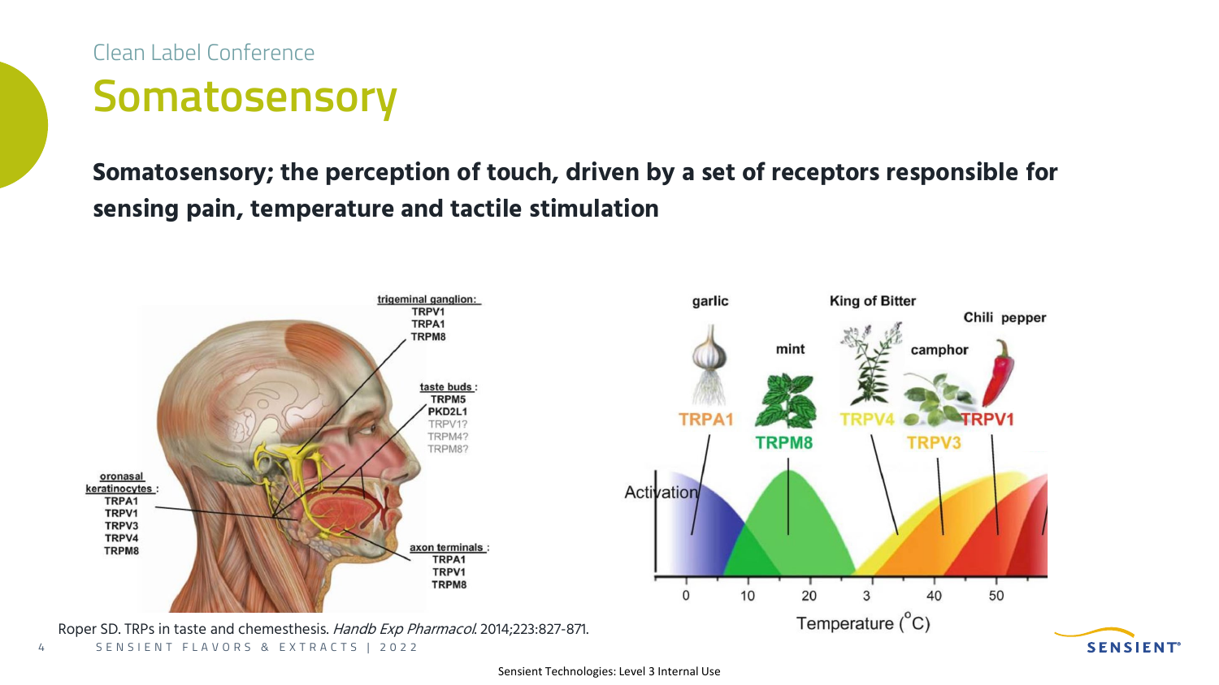Clean Label Conference

# Somatosensory

**Somatosensory; the perception of touch, driven by a set of receptors responsible for sensing pain, temperature and tactile stimulation**

trigeminal ganglion:
TRPV1
TRPA1
TRPM8

taste buds:
TRPM5
PKD2L1
TRPV1?
TRPM4?
TRPM8?

oronasal keratinocytes:
TRPA1
TRPV1
TRPV3
TRPV4
TRPM8

axon terminals:
TRPA1
TRPV1
TRPM8

garlic — TRPA1
mint — TRPM8
King of Bitter — TRPV4
camphor — TRPV3
Chili pepper — TRPV1

Activation

Temperature (°C): 0, 10, 20, 3, 40, 50

Roper SD. TRPs in taste and chemesthesis. *Handb Exp Pharmacol.* 2014;223:827-871.

Sensient Technologies: Level 3 Internal Use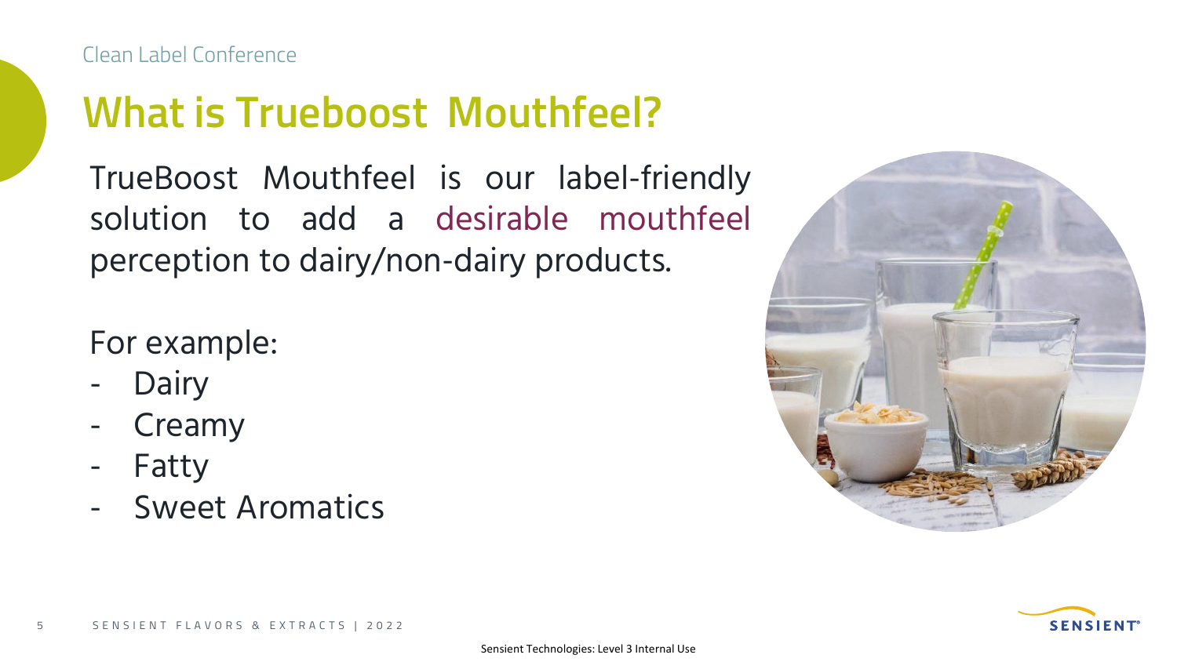Clean Label Conference

# What is Trueboost Mouthfeel?

TrueBoost Mouthfeel is our label-friendly solution to add a desirable mouthfeel perception to dairy/non-dairy products.

For example:

- Dairy
- Creamy
- Fatty
- Sweet Aromatics

Sensient Technologies: Level 3 Internal Use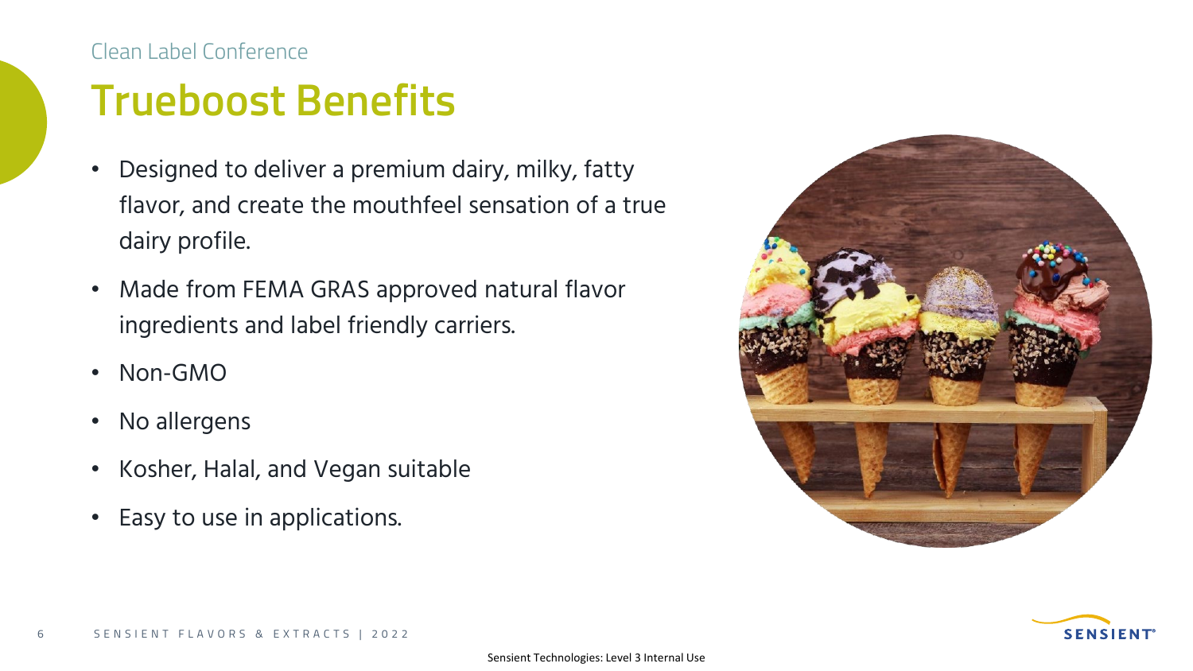Clean Label Conference

# Trueboost Benefits

- Designed to deliver a premium dairy, milky, fatty flavor, and create the mouthfeel sensation of a true dairy profile.
- Made from FEMA GRAS approved natural flavor ingredients and label friendly carriers.
- Non-GMO
- No allergens
- Kosher, Halal, and Vegan suitable
- Easy to use in applications.

Sensient Technologies: Level 3 Internal Use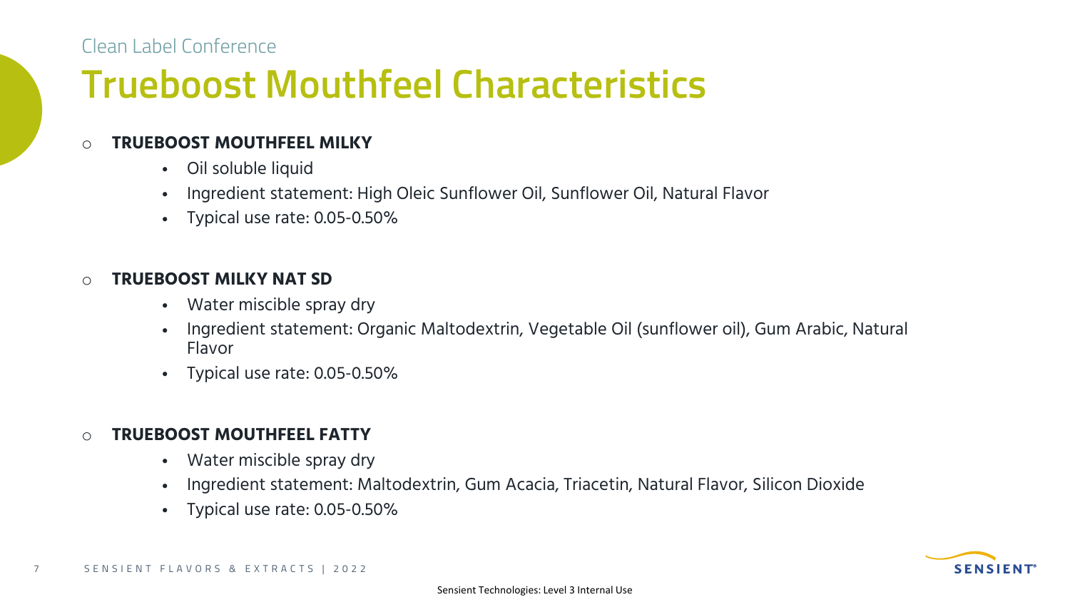# Trueboost Mouthfeel Characteristics

- **TRUEBOOST MOUTHFEEL MILKY**
  - Oil soluble liquid
  - Ingredient statement: High Oleic Sunflower Oil, Sunflower Oil, Natural Flavor
  - Typical use rate: 0.05-0.50%

- **TRUEBOOST MILKY NAT SD**
  - Water miscible spray dry
  - Ingredient statement: Organic Maltodextrin, Vegetable Oil (sunflower oil), Gum Arabic, Natural Flavor
  - Typical use rate: 0.05-0.50%

- **TRUEBOOST MOUTHFEEL FATTY**
  - Water miscible spray dry
  - Ingredient statement: Maltodextrin, Gum Acacia, Triacetin, Natural Flavor, Silicon Dioxide
  - Typical use rate: 0.05-0.50%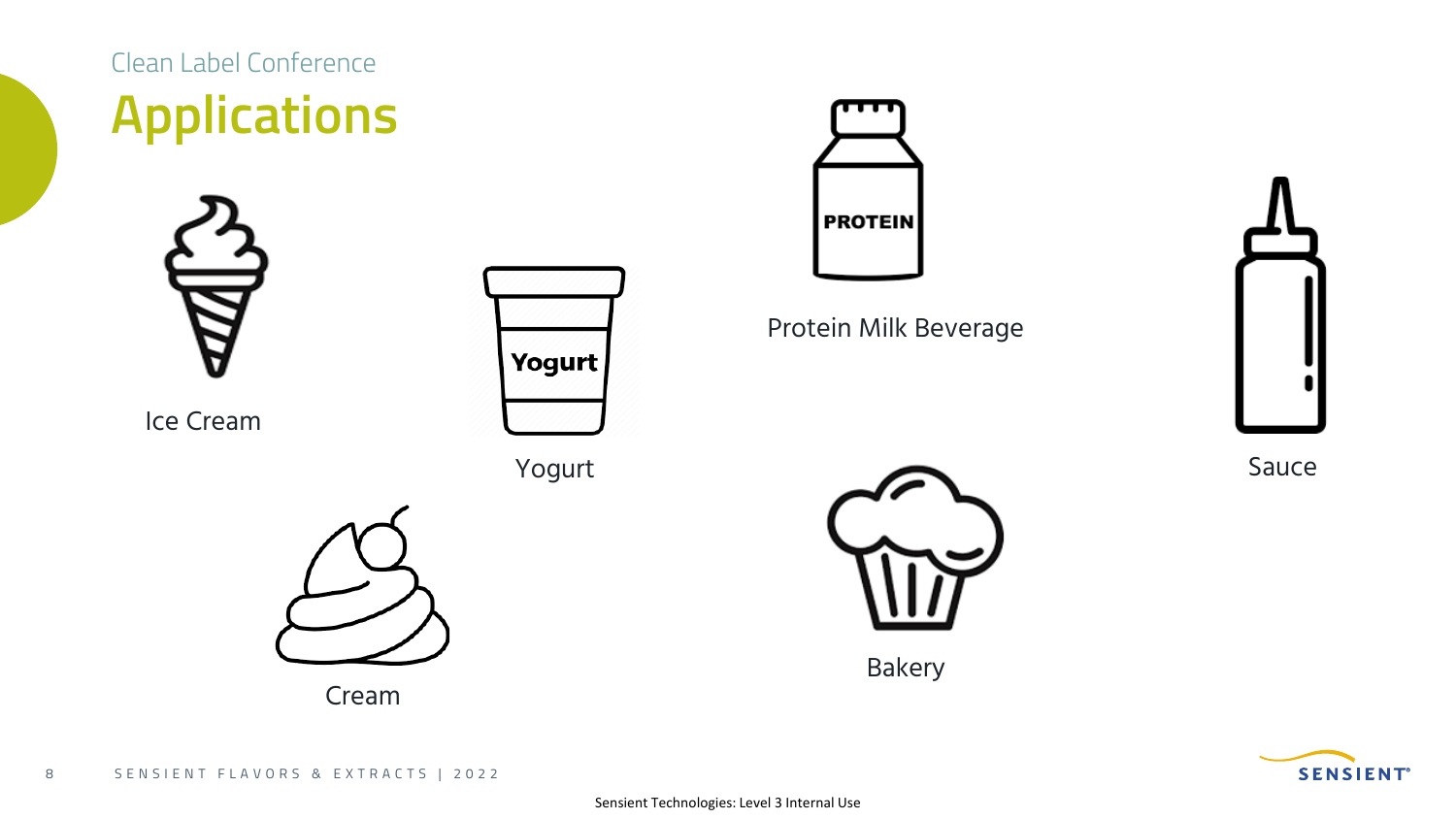Clean Label Conference

# Applications

Ice Cream

Yogurt

Protein Milk Beverage

Sauce

Cream

Bakery

Sensient Technologies: Level 3 Internal Use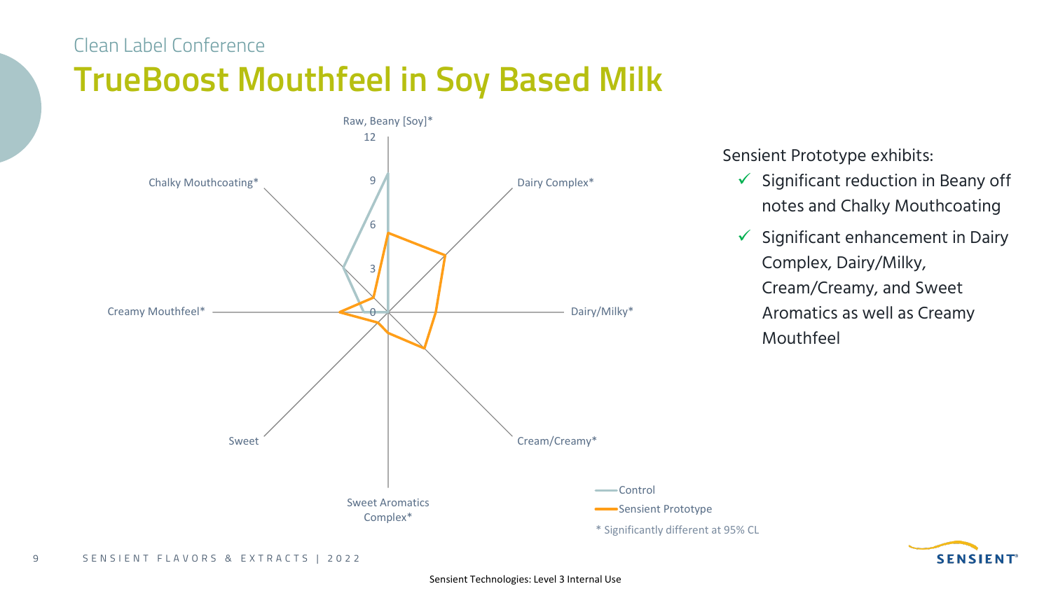Clean Label Conference

# TrueBoost Mouthfeel in Soy Based Milk

Raw, Beany [Soy]*

Dairy Complex*

Dairy/Milky*

Cream/Creamy*

Sweet Aromatics Complex*

Sweet

Creamy Mouthfeel*

Chalky Mouthcoating*

0, 3, 6, 9, 12

Control

Sensient Prototype

* Significantly different at 95% CL

Sensient Prototype exhibits:

- ✓ Significant reduction in Beany off notes and Chalky Mouthcoating
- ✓ Significant enhancement in Dairy Complex, Dairy/Milky, Cream/Creamy, and Sweet Aromatics as well as Creamy Mouthfeel

Sensient Technologies: Level 3 Internal Use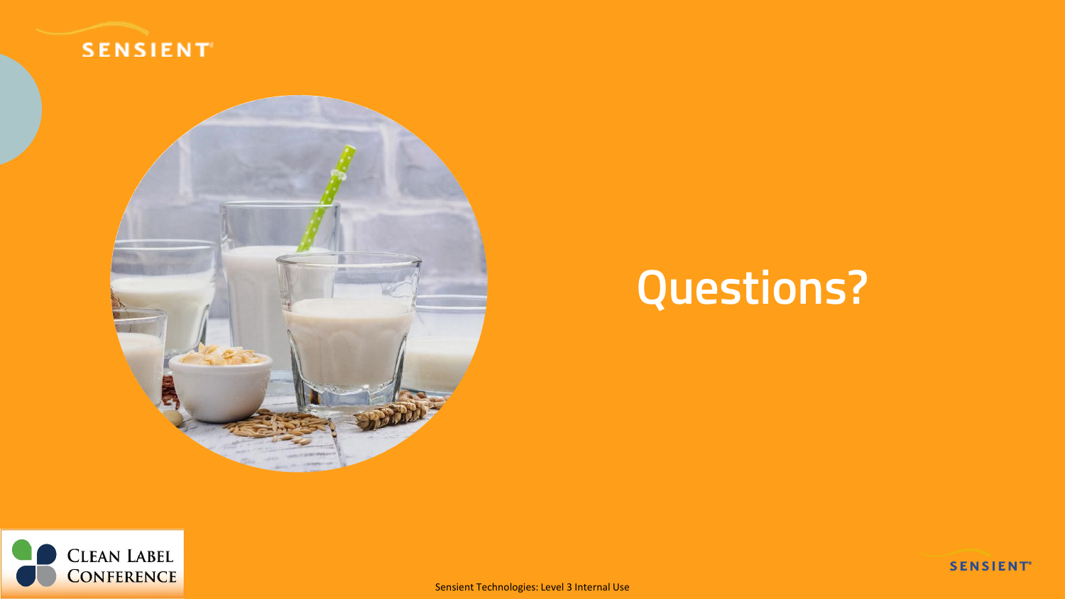# Questions?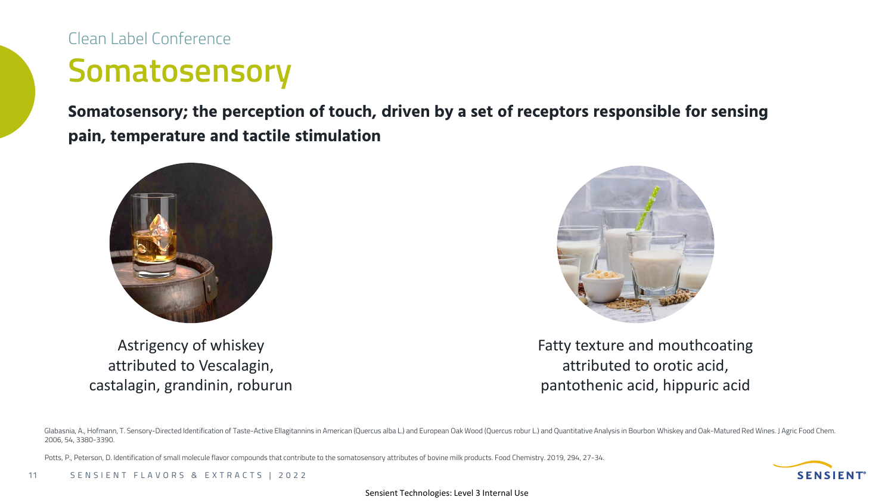Clean Label Conference

# Somatosensory

**Somatosensory; the perception of touch, driven by a set of receptors responsible for sensing pain, temperature and tactile stimulation**

Astrigency of whiskey attributed to Vescalagin, castalagin, grandinin, roburun

Fatty texture and mouthcoating attributed to orotic acid, pantothenic acid, hippuric acid

Glabasnia, A., Hofmann, T. Sensory-Directed Identification of Taste-Active Ellagitannins in American (Quercus alba L.) and European Oak Wood (Quercus robur L.) and Quantitative Analysis in Bourbon Whiskey and Oak-Matured Red Wines. J Agric Food Chem. 2006, 54, 3380-3390.

Potts, P., Peterson, D. Identification of small molecule flavor compounds that contribute to the somatosensory attributes of bovine milk products. Food Chemistry. 2019, 294, 27-34.

SENSIENT FLAVORS & EXTRACTS | 2022

Sensient Technologies: Level 3 Internal Use